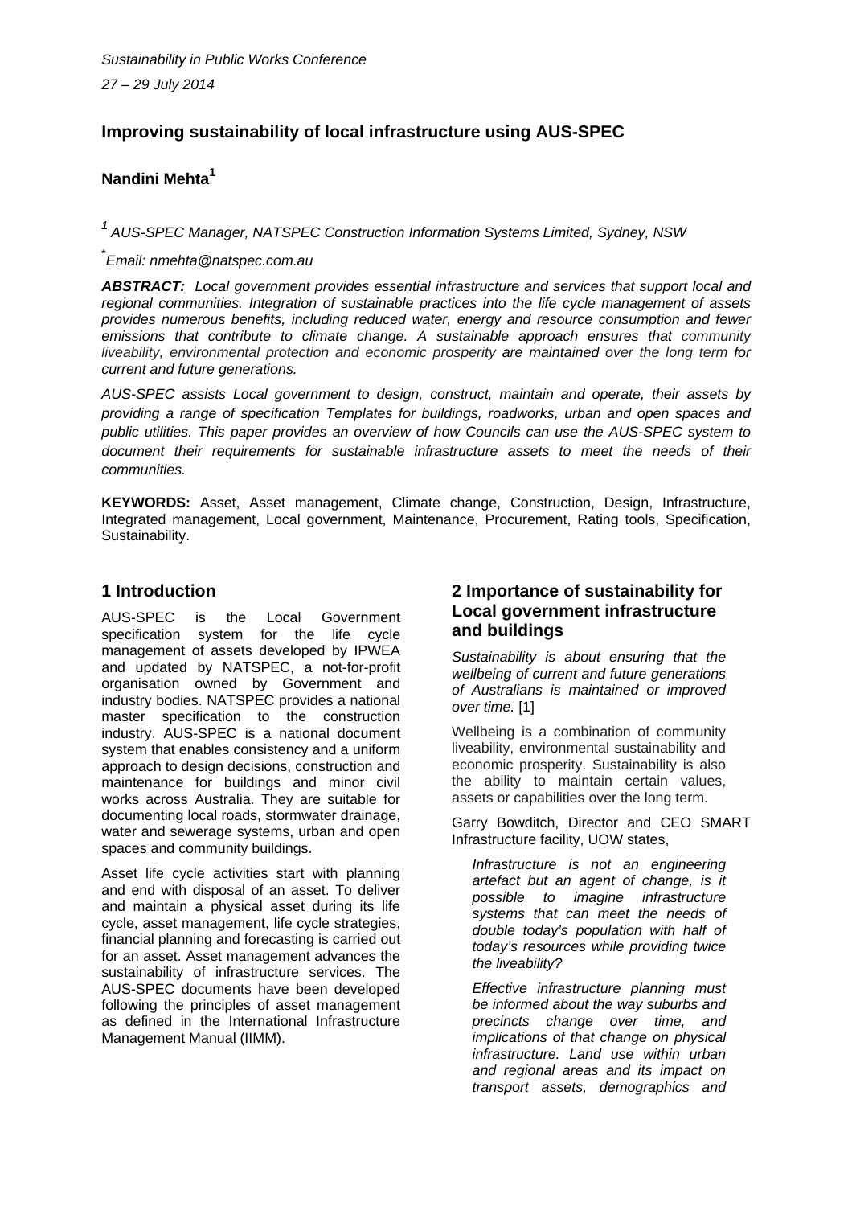*Sustainability in Public Works Conference*

*27 – 29 July 2014*

## Improving sustainability of local infrastructure using AUS-SPEC

**Nandini Mehta**[1]

[1] *AUS-SPEC Manager, NATSPEC Construction Information Systems Limited, Sydney, NSW*

[*] *Email: nmehta@natspec.com.au*

***ABSTRACT:*** *Local government provides essential infrastructure and services that support local and regional communities. Integration of sustainable practices into the life cycle management of assets provides numerous benefits, including reduced water, energy and resource consumption and fewer emissions that contribute to climate change. A sustainable approach ensures that community liveability, environmental protection and economic prosperity are maintained over the long term for current and future generations.*

*AUS-SPEC assists Local government to design, construct, maintain and operate, their assets by providing a range of specification Templates for buildings, roadworks, urban and open spaces and public utilities. This paper provides an overview of how Councils can use the AUS-SPEC system to document their requirements for sustainable infrastructure assets to meet the needs of their communities.*

**KEYWORDS:** Asset, Asset management, Climate change, Construction, Design, Infrastructure, Integrated management, Local government, Maintenance, Procurement, Rating tools, Specification, Sustainability.

## 1 Introduction

AUS-SPEC is the Local Government specification system for the life cycle management of assets developed by IPWEA and updated by NATSPEC, a not-for-profit organisation owned by Government and industry bodies. NATSPEC provides a national master specification to the construction industry. AUS-SPEC is a national document system that enables consistency and a uniform approach to design decisions, construction and maintenance for buildings and minor civil works across Australia. They are suitable for documenting local roads, stormwater drainage, water and sewerage systems, urban and open spaces and community buildings.

Asset life cycle activities start with planning and end with disposal of an asset. To deliver and maintain a physical asset during its life cycle, asset management, life cycle strategies, financial planning and forecasting is carried out for an asset. Asset management advances the sustainability of infrastructure services. The AUS-SPEC documents have been developed following the principles of asset management as defined in the International Infrastructure Management Manual (IIMM).

## 2 Importance of sustainability for Local government infrastructure and buildings

*Sustainability is about ensuring that the wellbeing of current and future generations of Australians is maintained or improved over time.* [1]

Wellbeing is a combination of community liveability, environmental sustainability and economic prosperity. Sustainability is also the ability to maintain certain values, assets or capabilities over the long term.

Garry Bowditch, Director and CEO SMART Infrastructure facility, UOW states,

> *Infrastructure is not an engineering artefact but an agent of change, is it possible to imagine infrastructure systems that can meet the needs of double today's population with half of today's resources while providing twice the liveability?*
>
> *Effective infrastructure planning must be informed about the way suburbs and precincts change over time, and implications of that change on physical infrastructure. Land use within urban and regional areas and its impact on transport assets, demographics and*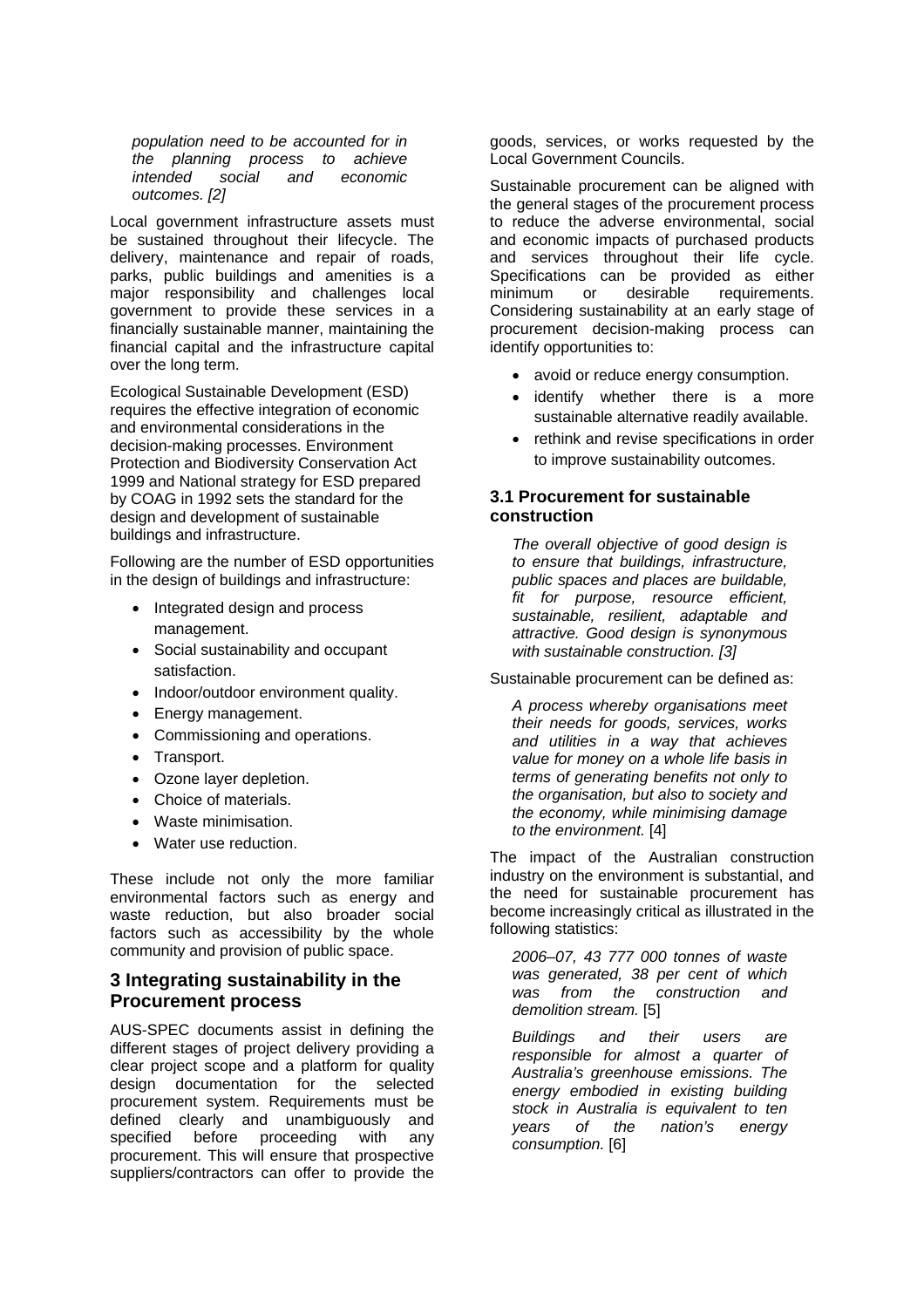*population need to be accounted for in the planning process to achieve intended social and economic outcomes. [2]*

Local government infrastructure assets must be sustained throughout their lifecycle. The delivery, maintenance and repair of roads, parks, public buildings and amenities is a major responsibility and challenges local government to provide these services in a financially sustainable manner, maintaining the financial capital and the infrastructure capital over the long term.

Ecological Sustainable Development (ESD) requires the effective integration of economic and environmental considerations in the decision-making processes. Environment Protection and Biodiversity Conservation Act 1999 and National strategy for ESD prepared by COAG in 1992 sets the standard for the design and development of sustainable buildings and infrastructure.

Following are the number of ESD opportunities in the design of buildings and infrastructure:

- Integrated design and process management.
- Social sustainability and occupant satisfaction.
- Indoor/outdoor environment quality.
- Energy management.
- Commissioning and operations.
- Transport.
- Ozone layer depletion.
- Choice of materials.
- Waste minimisation.
- Water use reduction.

These include not only the more familiar environmental factors such as energy and waste reduction, but also broader social factors such as accessibility by the whole community and provision of public space.

## 3 Integrating sustainability in the Procurement process

AUS-SPEC documents assist in defining the different stages of project delivery providing a clear project scope and a platform for quality design documentation for the selected procurement system. Requirements must be defined clearly and unambiguously and specified before proceeding with any procurement. This will ensure that prospective suppliers/contractors can offer to provide the goods, services, or works requested by the Local Government Councils.

Sustainable procurement can be aligned with the general stages of the procurement process to reduce the adverse environmental, social and economic impacts of purchased products and services throughout their life cycle. Specifications can be provided as either minimum or desirable requirements. Considering sustainability at an early stage of procurement decision-making process can identify opportunities to:

- avoid or reduce energy consumption.
- identify whether there is a more sustainable alternative readily available.
- rethink and revise specifications in order to improve sustainability outcomes.

### 3.1 Procurement for sustainable construction

*The overall objective of good design is to ensure that buildings, infrastructure, public spaces and places are buildable, fit for purpose, resource efficient, sustainable, resilient, adaptable and attractive. Good design is synonymous with sustainable construction. [3]*

Sustainable procurement can be defined as:

*A process whereby organisations meet their needs for goods, services, works and utilities in a way that achieves value for money on a whole life basis in terms of generating benefits not only to the organisation, but also to society and the economy, while minimising damage to the environment.* [4]

The impact of the Australian construction industry on the environment is substantial, and the need for sustainable procurement has become increasingly critical as illustrated in the following statistics:

*2006–07, 43 777 000 tonnes of waste was generated, 38 per cent of which was from the construction and demolition stream.* [5]

*Buildings and their users are responsible for almost a quarter of Australia's greenhouse emissions. The energy embodied in existing building stock in Australia is equivalent to ten years of the nation's energy consumption.* [6]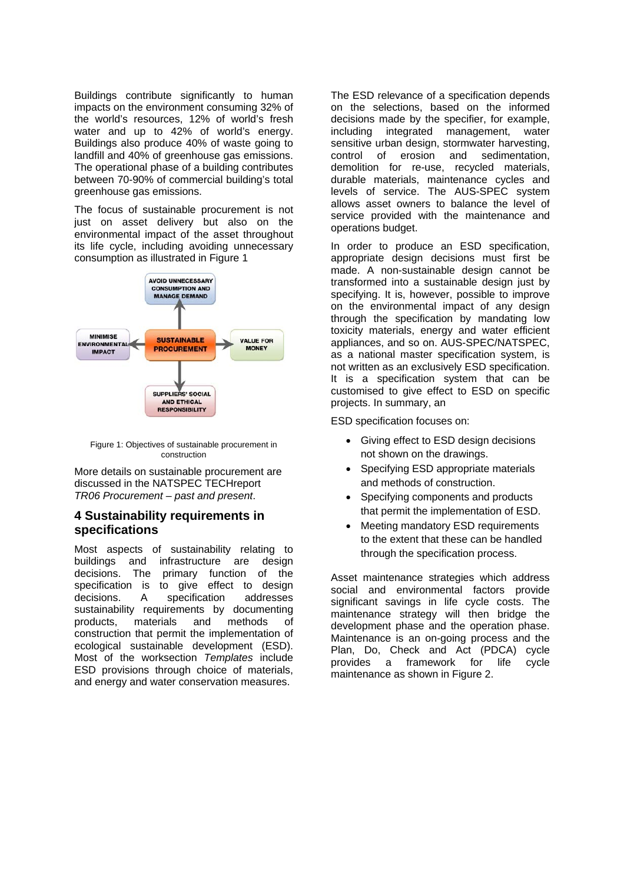Buildings contribute significantly to human impacts on the environment consuming 32% of the world's resources, 12% of world's fresh water and up to 42% of world's energy. Buildings also produce 40% of waste going to landfill and 40% of greenhouse gas emissions. The operational phase of a building contributes between 70-90% of commercial building's total greenhouse gas emissions.

The focus of sustainable procurement is not just on asset delivery but also on the environmental impact of the asset throughout its life cycle, including avoiding unnecessary consumption as illustrated in Figure 1

AVOID UNNECESSARY CONSUMPTION AND MANAGE DEMAND

MINIMISE ENVIRONMENTAL IMPACT

SUSTAINABLE PROCUREMENT

VALUE FOR MONEY

SUPPLIERS' SOCIAL AND ETHICAL RESPONSIBILITY

Figure 1: Objectives of sustainable procurement in construction

More details on sustainable procurement are discussed in the NATSPEC TECHreport *TR06 Procurement – past and present*.

## 4 Sustainability requirements in specifications

Most aspects of sustainability relating to buildings and infrastructure are design decisions. The primary function of the specification is to give effect to design decisions. A specification addresses sustainability requirements by documenting products, materials and methods of construction that permit the implementation of ecological sustainable development (ESD). Most of the worksection *Templates* include ESD provisions through choice of materials, and energy and water conservation measures.

The ESD relevance of a specification depends on the selections, based on the informed decisions made by the specifier, for example, including integrated management, water sensitive urban design, stormwater harvesting, control of erosion and sedimentation, demolition for re-use, recycled materials, durable materials, maintenance cycles and levels of service. The AUS-SPEC system allows asset owners to balance the level of service provided with the maintenance and operations budget.

In order to produce an ESD specification, appropriate design decisions must first be made. A non-sustainable design cannot be transformed into a sustainable design just by specifying. It is, however, possible to improve on the environmental impact of any design through the specification by mandating low toxicity materials, energy and water efficient appliances, and so on. AUS-SPEC/NATSPEC, as a national master specification system, is not written as an exclusively ESD specification. It is a specification system that can be customised to give effect to ESD on specific projects. In summary, an

ESD specification focuses on:

- Giving effect to ESD design decisions not shown on the drawings.
- Specifying ESD appropriate materials and methods of construction.
- Specifying components and products that permit the implementation of ESD.
- Meeting mandatory ESD requirements to the extent that these can be handled through the specification process.

Asset maintenance strategies which address social and environmental factors provide significant savings in life cycle costs. The maintenance strategy will then bridge the development phase and the operation phase. Maintenance is an on-going process and the Plan, Do, Check and Act (PDCA) cycle provides a framework for life cycle maintenance as shown in Figure 2.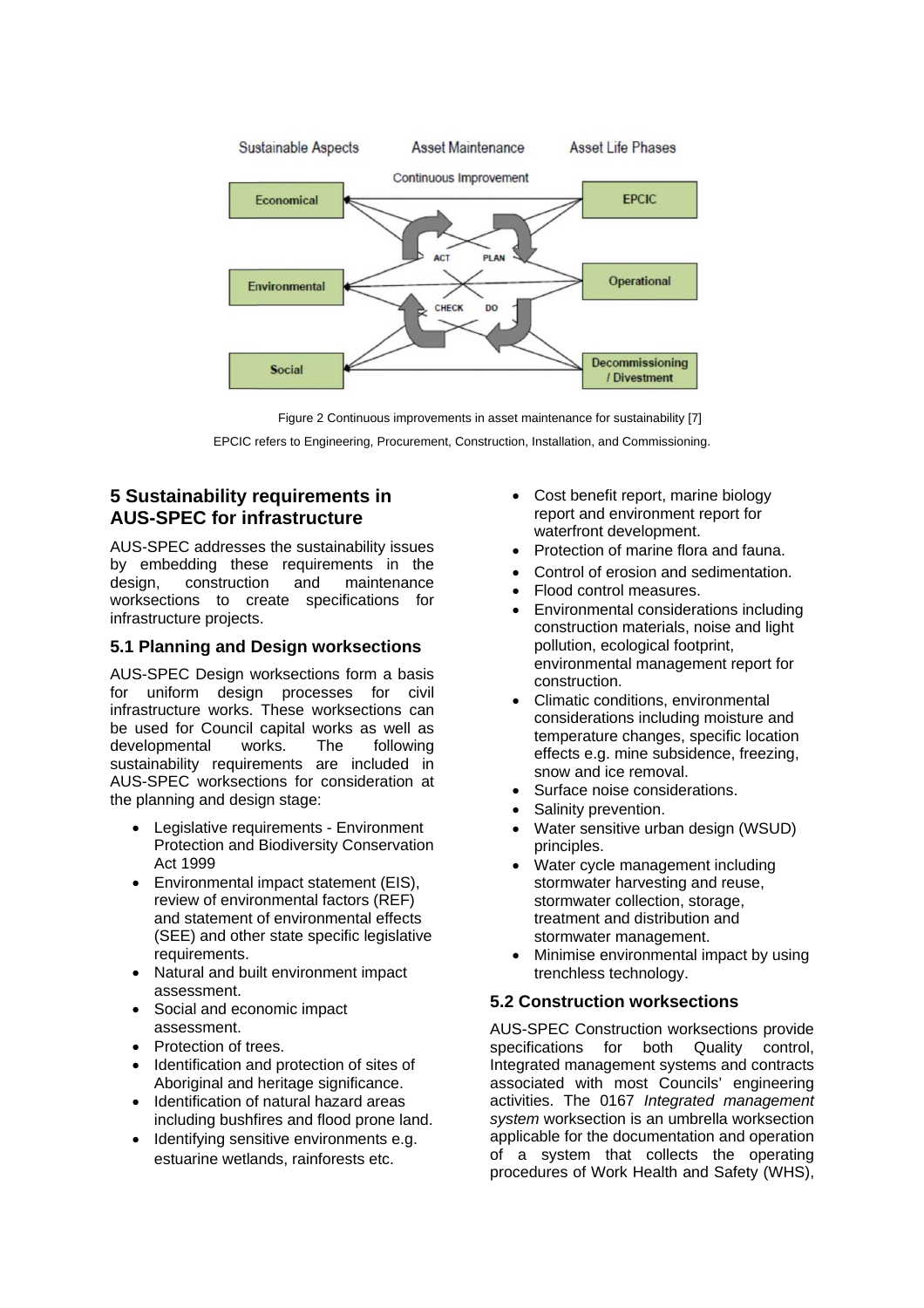Figure 2 Continuous improvements in asset maintenance for sustainability [7]

EPCIC refers to Engineering, Procurement, Construction, Installation, and Commissioning.

## 5 Sustainability requirements in AUS-SPEC for infrastructure

AUS-SPEC addresses the sustainability issues by embedding these requirements in the design, construction and maintenance worksections to create specifications for infrastructure projects.

### 5.1 Planning and Design worksections

AUS-SPEC Design worksections form a basis for uniform design processes for civil infrastructure works. These worksections can be used for Council capital works as well as developmental works. The following sustainability requirements are included in AUS-SPEC worksections for consideration at the planning and design stage:

- Legislative requirements - Environment Protection and Biodiversity Conservation Act 1999
- Environmental impact statement (EIS), review of environmental factors (REF) and statement of environmental effects (SEE) and other state specific legislative requirements.
- Natural and built environment impact assessment.
- Social and economic impact assessment.
- Protection of trees.
- Identification and protection of sites of Aboriginal and heritage significance.
- Identification of natural hazard areas including bushfires and flood prone land.
- Identifying sensitive environments e.g. estuarine wetlands, rainforests etc.
- Cost benefit report, marine biology report and environment report for waterfront development.
- Protection of marine flora and fauna.
- Control of erosion and sedimentation.
- Flood control measures.
- Environmental considerations including construction materials, noise and light pollution, ecological footprint, environmental management report for construction.
- Climatic conditions, environmental considerations including moisture and temperature changes, specific location effects e.g. mine subsidence, freezing, snow and ice removal.
- Surface noise considerations.
- Salinity prevention.
- Water sensitive urban design (WSUD) principles.
- Water cycle management including stormwater harvesting and reuse, stormwater collection, storage, treatment and distribution and stormwater management.
- Minimise environmental impact by using trenchless technology.

### 5.2 Construction worksections

AUS-SPEC Construction worksections provide specifications for both Quality control, Integrated management systems and contracts associated with most Councils' engineering activities. The 0167 *Integrated management system* worksection is an umbrella worksection applicable for the documentation and operation of a system that collects the operating procedures of Work Health and Safety (WHS),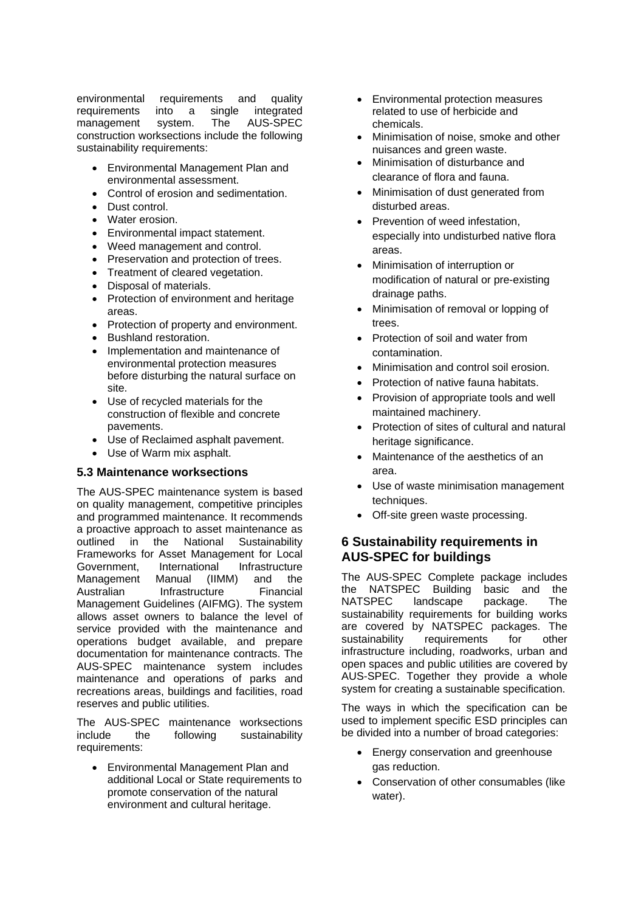environmental requirements and quality requirements into a single integrated management system. The AUS-SPEC construction worksections include the following sustainability requirements:

- Environmental Management Plan and environmental assessment.
- Control of erosion and sedimentation.
- Dust control.
- Water erosion.
- Environmental impact statement.
- Weed management and control.
- Preservation and protection of trees.
- Treatment of cleared vegetation.
- Disposal of materials.
- Protection of environment and heritage areas.
- Protection of property and environment.
- Bushland restoration.
- Implementation and maintenance of environmental protection measures before disturbing the natural surface on site.
- Use of recycled materials for the construction of flexible and concrete pavements.
- Use of Reclaimed asphalt pavement.
- Use of Warm mix asphalt.

### 5.3 Maintenance worksections

The AUS-SPEC maintenance system is based on quality management, competitive principles and programmed maintenance. It recommends a proactive approach to asset maintenance as outlined in the National Sustainability Frameworks for Asset Management for Local Government, International Infrastructure Management Manual (IIMM) and the Australian Infrastructure Financial Management Guidelines (AIFMG). The system allows asset owners to balance the level of service provided with the maintenance and operations budget available, and prepare documentation for maintenance contracts. The AUS-SPEC maintenance system includes maintenance and operations of parks and recreations areas, buildings and facilities, road reserves and public utilities.

The AUS-SPEC maintenance worksections include the following sustainability requirements:

- Environmental Management Plan and additional Local or State requirements to promote conservation of the natural environment and cultural heritage.
- Environmental protection measures related to use of herbicide and chemicals.
- Minimisation of noise, smoke and other nuisances and green waste.
- Minimisation of disturbance and clearance of flora and fauna.
- Minimisation of dust generated from disturbed areas.
- Prevention of weed infestation, especially into undisturbed native flora areas.
- Minimisation of interruption or modification of natural or pre-existing drainage paths.
- Minimisation of removal or lopping of trees.
- Protection of soil and water from contamination.
- Minimisation and control soil erosion.
- Protection of native fauna habitats.
- Provision of appropriate tools and well maintained machinery.
- Protection of sites of cultural and natural heritage significance.
- Maintenance of the aesthetics of an area.
- Use of waste minimisation management techniques.
- Off-site green waste processing.

## 6 Sustainability requirements in AUS-SPEC for buildings

The AUS-SPEC Complete package includes the NATSPEC Building basic and the NATSPEC landscape package. The sustainability requirements for building works are covered by NATSPEC packages. The sustainability requirements for other infrastructure including, roadworks, urban and open spaces and public utilities are covered by AUS-SPEC. Together they provide a whole system for creating a sustainable specification.

The ways in which the specification can be used to implement specific ESD principles can be divided into a number of broad categories:

- Energy conservation and greenhouse gas reduction.
- Conservation of other consumables (like water).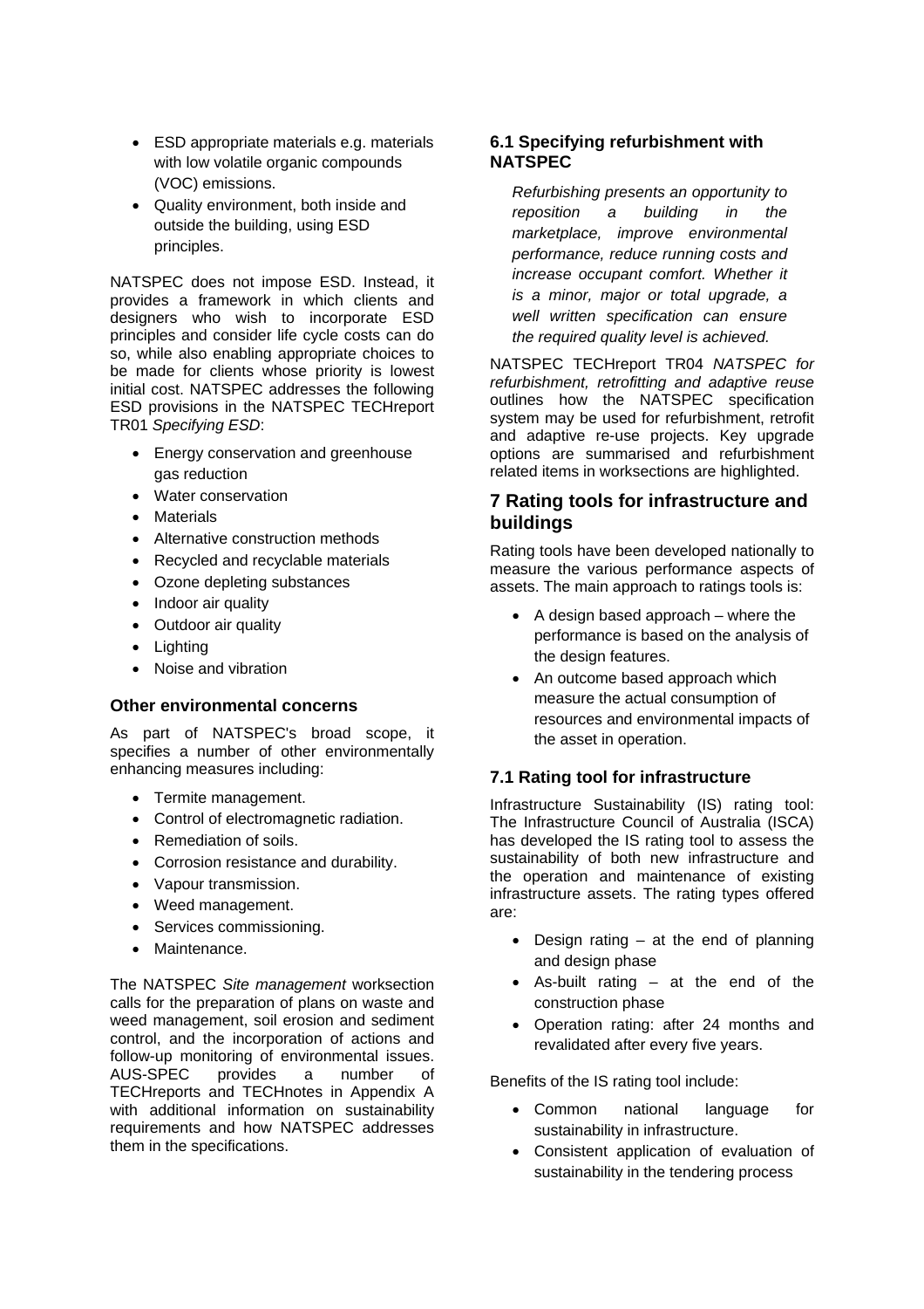- ESD appropriate materials e.g. materials with low volatile organic compounds (VOC) emissions.
- Quality environment, both inside and outside the building, using ESD principles.

NATSPEC does not impose ESD. Instead, it provides a framework in which clients and designers who wish to incorporate ESD principles and consider life cycle costs can do so, while also enabling appropriate choices to be made for clients whose priority is lowest initial cost. NATSPEC addresses the following ESD provisions in the NATSPEC TECHreport TR01 *Specifying ESD*:

- Energy conservation and greenhouse gas reduction
- Water conservation
- Materials
- Alternative construction methods
- Recycled and recyclable materials
- Ozone depleting substances
- Indoor air quality
- Outdoor air quality
- Lighting
- Noise and vibration

### Other environmental concerns

As part of NATSPEC's broad scope, it specifies a number of other environmentally enhancing measures including:

- Termite management.
- Control of electromagnetic radiation.
- Remediation of soils.
- Corrosion resistance and durability.
- Vapour transmission.
- Weed management.
- Services commissioning.
- Maintenance.

The NATSPEC *Site management* worksection calls for the preparation of plans on waste and weed management, soil erosion and sediment control, and the incorporation of actions and follow-up monitoring of environmental issues. AUS-SPEC provides a number of TECHreports and TECHnotes in Appendix A with additional information on sustainability requirements and how NATSPEC addresses them in the specifications.

### 6.1 Specifying refurbishment with NATSPEC

*Refurbishing presents an opportunity to reposition a building in the marketplace, improve environmental performance, reduce running costs and increase occupant comfort. Whether it is a minor, major or total upgrade, a well written specification can ensure the required quality level is achieved.*

NATSPEC TECHreport TR04 *NATSPEC for refurbishment, retrofitting and adaptive reuse* outlines how the NATSPEC specification system may be used for refurbishment, retrofit and adaptive re-use projects. Key upgrade options are summarised and refurbishment related items in worksections are highlighted.

## 7 Rating tools for infrastructure and buildings

Rating tools have been developed nationally to measure the various performance aspects of assets. The main approach to ratings tools is:

- A design based approach – where the performance is based on the analysis of the design features.
- An outcome based approach which measure the actual consumption of resources and environmental impacts of the asset in operation.

### 7.1 Rating tool for infrastructure

Infrastructure Sustainability (IS) rating tool: The Infrastructure Council of Australia (ISCA) has developed the IS rating tool to assess the sustainability of both new infrastructure and the operation and maintenance of existing infrastructure assets. The rating types offered are:

- Design rating – at the end of planning and design phase
- As-built rating – at the end of the construction phase
- Operation rating: after 24 months and revalidated after every five years.

Benefits of the IS rating tool include:

- Common national language for sustainability in infrastructure.
- Consistent application of evaluation of sustainability in the tendering process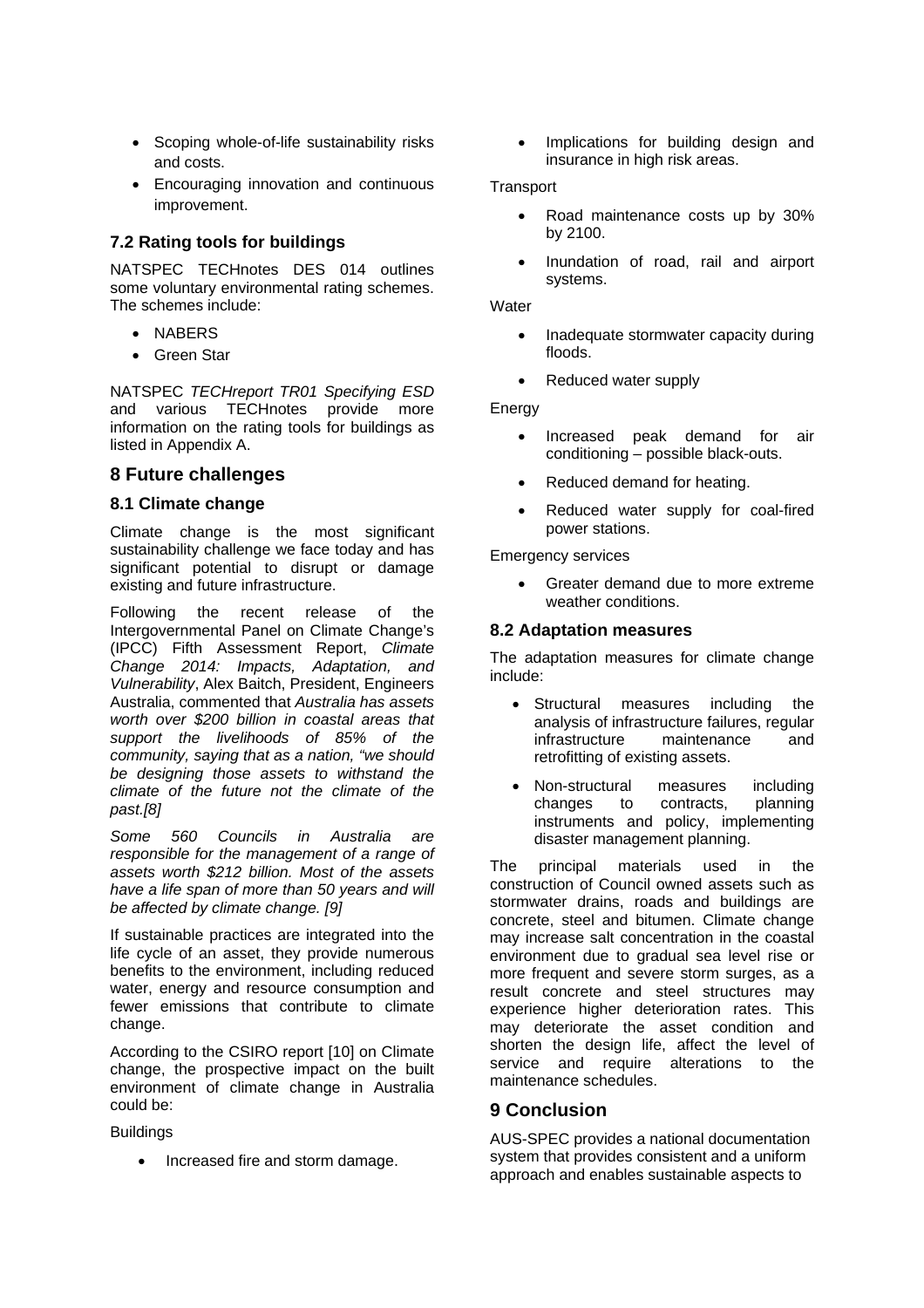- Scoping whole-of-life sustainability risks and costs.
- Encouraging innovation and continuous improvement.

### 7.2 Rating tools for buildings

NATSPEC TECHnotes DES 014 outlines some voluntary environmental rating schemes. The schemes include:

- NABERS
- Green Star

NATSPEC *TECHreport TR01 Specifying ESD* and various TECHnotes provide more information on the rating tools for buildings as listed in Appendix A.

## 8 Future challenges

### 8.1 Climate change

Climate change is the most significant sustainability challenge we face today and has significant potential to disrupt or damage existing and future infrastructure.

Following the recent release of the Intergovernmental Panel on Climate Change's (IPCC) Fifth Assessment Report, *Climate Change 2014: Impacts, Adaptation, and Vulnerability*, Alex Baitch, President, Engineers Australia, commented that *Australia has assets worth over $200 billion in coastal areas that support the livelihoods of 85% of the community, saying that as a nation, "we should be designing those assets to withstand the climate of the future not the climate of the past.[8]*

*Some 560 Councils in Australia are responsible for the management of a range of assets worth $212 billion. Most of the assets have a life span of more than 50 years and will be affected by climate change. [9]*

If sustainable practices are integrated into the life cycle of an asset, they provide numerous benefits to the environment, including reduced water, energy and resource consumption and fewer emissions that contribute to climate change.

According to the CSIRO report [10] on Climate change, the prospective impact on the built environment of climate change in Australia could be:

Buildings

- Increased fire and storm damage.
- Implications for building design and insurance in high risk areas.

Transport

- Road maintenance costs up by 30% by 2100.
- Inundation of road, rail and airport systems.

Water

- Inadequate stormwater capacity during floods.
- Reduced water supply

Energy

- Increased peak demand for air conditioning – possible black-outs.
- Reduced demand for heating.
- Reduced water supply for coal-fired power stations.

Emergency services

- Greater demand due to more extreme weather conditions.

### 8.2 Adaptation measures

The adaptation measures for climate change include:

- Structural measures including the analysis of infrastructure failures, regular infrastructure maintenance and retrofitting of existing assets.
- Non-structural measures including changes to contracts, planning instruments and policy, implementing disaster management planning.

The principal materials used in the construction of Council owned assets such as stormwater drains, roads and buildings are concrete, steel and bitumen. Climate change may increase salt concentration in the coastal environment due to gradual sea level rise or more frequent and severe storm surges, as a result concrete and steel structures may experience higher deterioration rates. This may deteriorate the asset condition and shorten the design life, affect the level of service and require alterations to the maintenance schedules.

## 9 Conclusion

AUS-SPEC provides a national documentation system that provides consistent and a uniform approach and enables sustainable aspects to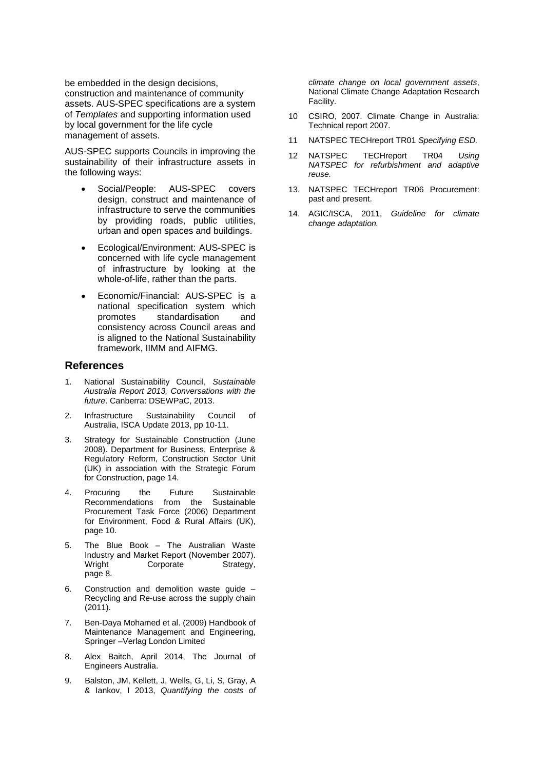be embedded in the design decisions, construction and maintenance of community assets. AUS-SPEC specifications are a system of *Templates* and supporting information used by local government for the life cycle management of assets.

AUS-SPEC supports Councils in improving the sustainability of their infrastructure assets in the following ways:

- Social/People: AUS-SPEC covers design, construct and maintenance of infrastructure to serve the communities by providing roads, public utilities, urban and open spaces and buildings.
- Ecological/Environment: AUS-SPEC is concerned with life cycle management of infrastructure by looking at the whole-of-life, rather than the parts.
- Economic/Financial: AUS-SPEC is a national specification system which promotes standardisation and consistency across Council areas and is aligned to the National Sustainability framework, IIMM and AIFMG.

## References

1. National Sustainability Council, *Sustainable Australia Report 2013, Conversations with the future*. Canberra: DSEWPaC, 2013.
2. Infrastructure Sustainability Council of Australia, ISCA Update 2013, pp 10-11.
3. Strategy for Sustainable Construction (June 2008). Department for Business, Enterprise & Regulatory Reform, Construction Sector Unit (UK) in association with the Strategic Forum for Construction, page 14.
4. Procuring the Future Sustainable Recommendations from the Sustainable Procurement Task Force (2006) Department for Environment, Food & Rural Affairs (UK), page 10.
5. The Blue Book – The Australian Waste Industry and Market Report (November 2007). Wright Corporate Strategy, page 8.
6. Construction and demolition waste guide – Recycling and Re-use across the supply chain (2011).
7. Ben-Daya Mohamed et al. (2009) Handbook of Maintenance Management and Engineering, Springer –Verlag London Limited
8. Alex Baitch, April 2014, The Journal of Engineers Australia.
9. Balston, JM, Kellett, J, Wells, G, Li, S, Gray, A & Iankov, I 2013, *Quantifying the costs of climate change on local government assets*, National Climate Change Adaptation Research Facility.
10. CSIRO, 2007. Climate Change in Australia: Technical report 2007.
11. NATSPEC TECHreport TR01 *Specifying ESD.*
12. NATSPEC TECHreport TR04 *Using NATSPEC for refurbishment and adaptive reuse.*
13. NATSPEC TECHreport TR06 Procurement: past and present.
14. AGIC/ISCA, 2011, *Guideline for climate change adaptation.*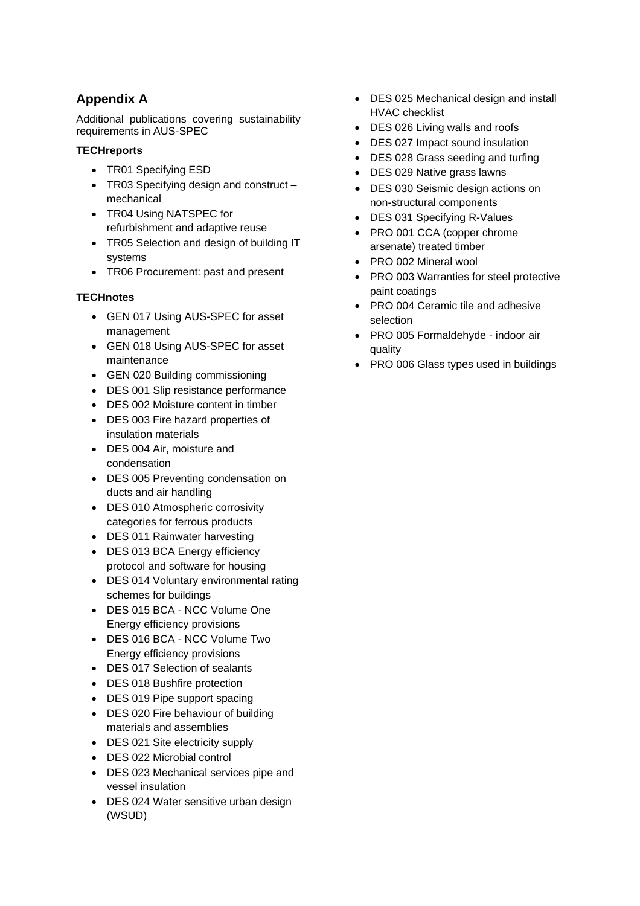## Appendix A

Additional publications covering sustainability requirements in AUS-SPEC

### TECHreports

- TR01 Specifying ESD
- TR03 Specifying design and construct – mechanical
- TR04 Using NATSPEC for refurbishment and adaptive reuse
- TR05 Selection and design of building IT systems
- TR06 Procurement: past and present

### TECHnotes

- GEN 017 Using AUS-SPEC for asset management
- GEN 018 Using AUS-SPEC for asset maintenance
- GEN 020 Building commissioning
- DES 001 Slip resistance performance
- DES 002 Moisture content in timber
- DES 003 Fire hazard properties of insulation materials
- DES 004 Air, moisture and condensation
- DES 005 Preventing condensation on ducts and air handling
- DES 010 Atmospheric corrosivity categories for ferrous products
- DES 011 Rainwater harvesting
- DES 013 BCA Energy efficiency protocol and software for housing
- DES 014 Voluntary environmental rating schemes for buildings
- DES 015 BCA - NCC Volume One Energy efficiency provisions
- DES 016 BCA - NCC Volume Two Energy efficiency provisions
- DES 017 Selection of sealants
- DES 018 Bushfire protection
- DES 019 Pipe support spacing
- DES 020 Fire behaviour of building materials and assemblies
- DES 021 Site electricity supply
- DES 022 Microbial control
- DES 023 Mechanical services pipe and vessel insulation
- DES 024 Water sensitive urban design (WSUD)
- DES 025 Mechanical design and install HVAC checklist
- DES 026 Living walls and roofs
- DES 027 Impact sound insulation
- DES 028 Grass seeding and turfing
- DES 029 Native grass lawns
- DES 030 Seismic design actions on non-structural components
- DES 031 Specifying R-Values
- PRO 001 CCA (copper chrome arsenate) treated timber
- PRO 002 Mineral wool
- PRO 003 Warranties for steel protective paint coatings
- PRO 004 Ceramic tile and adhesive selection
- PRO 005 Formaldehyde - indoor air quality
- PRO 006 Glass types used in buildings